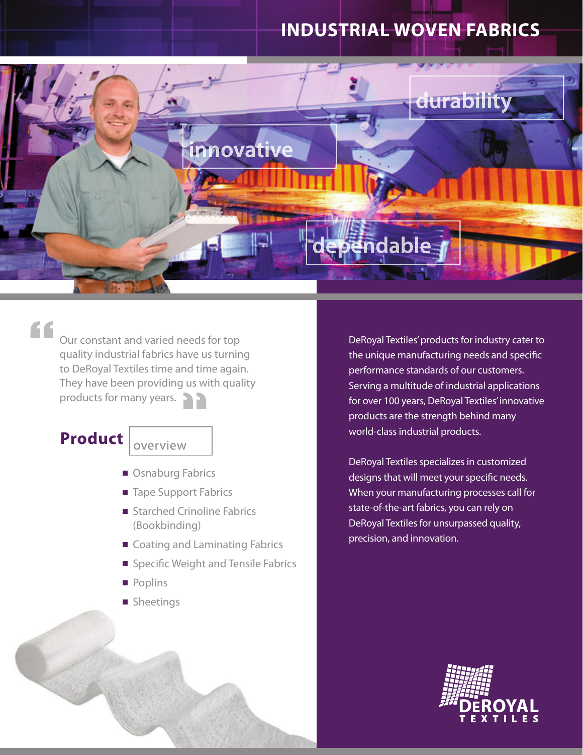# INDUSTRIAL WOVEN FABRICS

durability

innovative

dependable

> "Our constant and varied needs for top quality industrial fabrics have us turning to DeRoyal Textiles time and time again. They have been providing us with quality products for many years."

## Product overview

- Osnaburg Fabrics
- Tape Support Fabrics
- Starched Crinoline Fabrics (Bookbinding)
- Coating and Laminating Fabrics
- Specific Weight and Tensile Fabrics
- Poplins
- Sheetings

DeRoyal Textiles' products for industry cater to the unique manufacturing needs and specific performance standards of our customers. Serving a multitude of industrial applications for over 100 years, DeRoyal Textiles' innovative products are the strength behind many world-class industrial products.

DeRoyal Textiles specializes in customized designs that will meet your specific needs. When your manufacturing processes call for state-of-the-art fabrics, you can rely on DeRoyal Textiles for unsurpassed quality, precision, and innovation.

DEROYAL TEXTILES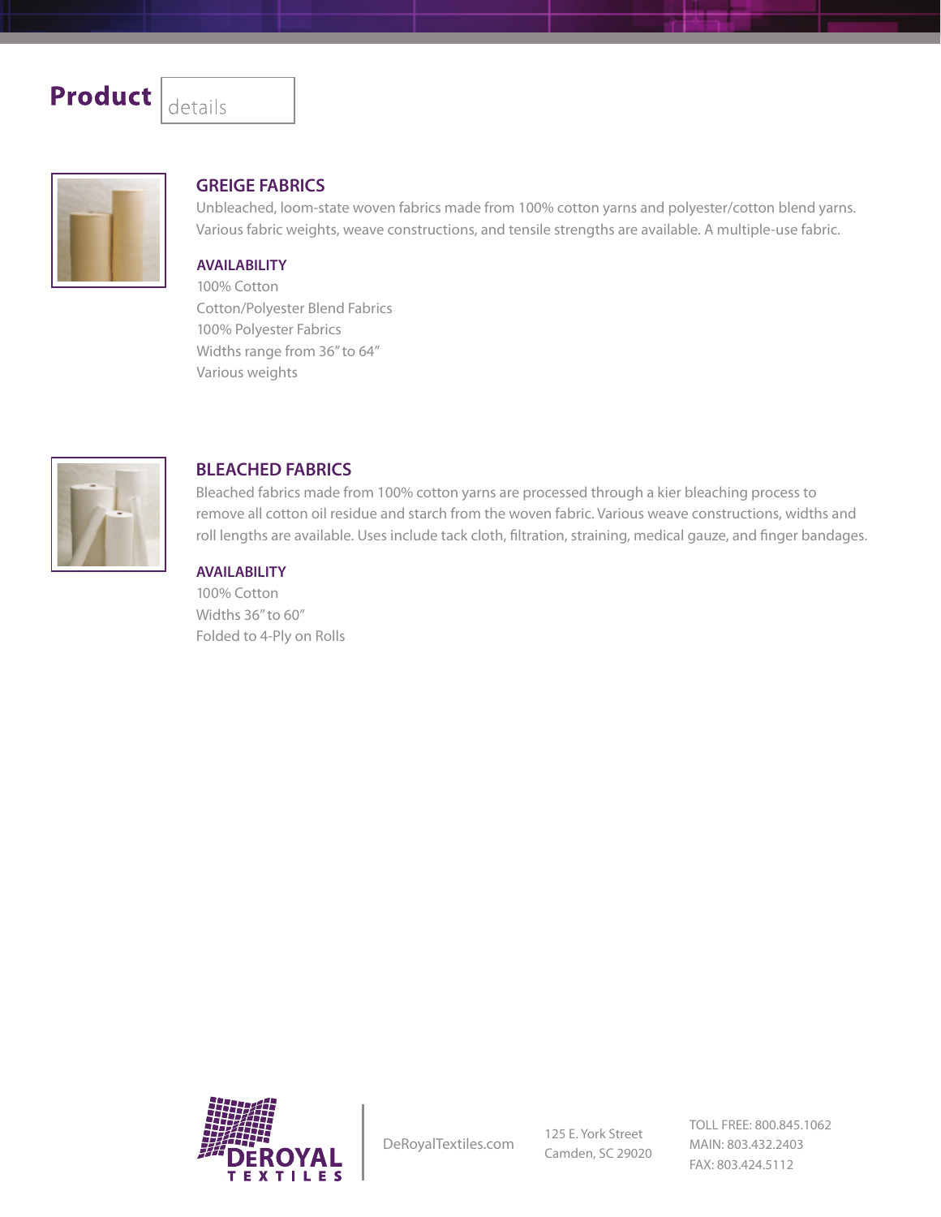# Product details

## GREIGE FABRICS

Unbleached, loom-state woven fabrics made from 100% cotton yarns and polyester/cotton blend yarns. Various fabric weights, weave constructions, and tensile strengths are available. A multiple-use fabric.

### AVAILABILITY

100% Cotton
Cotton/Polyester Blend Fabrics
100% Polyester Fabrics
Widths range from 36" to 64"
Various weights

## BLEACHED FABRICS

Bleached fabrics made from 100% cotton yarns are processed through a kier bleaching process to remove all cotton oil residue and starch from the woven fabric. Various weave constructions, widths and roll lengths are available. Uses include tack cloth, filtration, straining, medical gauze, and finger bandages.

### AVAILABILITY

100% Cotton
Widths 36" to 60"
Folded to 4-Ply on Rolls

DEROYAL TEXTILES

DeRoyalTextiles.com

125 E. York Street
Camden, SC 29020

TOLL FREE: 800.845.1062
MAIN: 803.432.2403
FAX: 803.424.5112